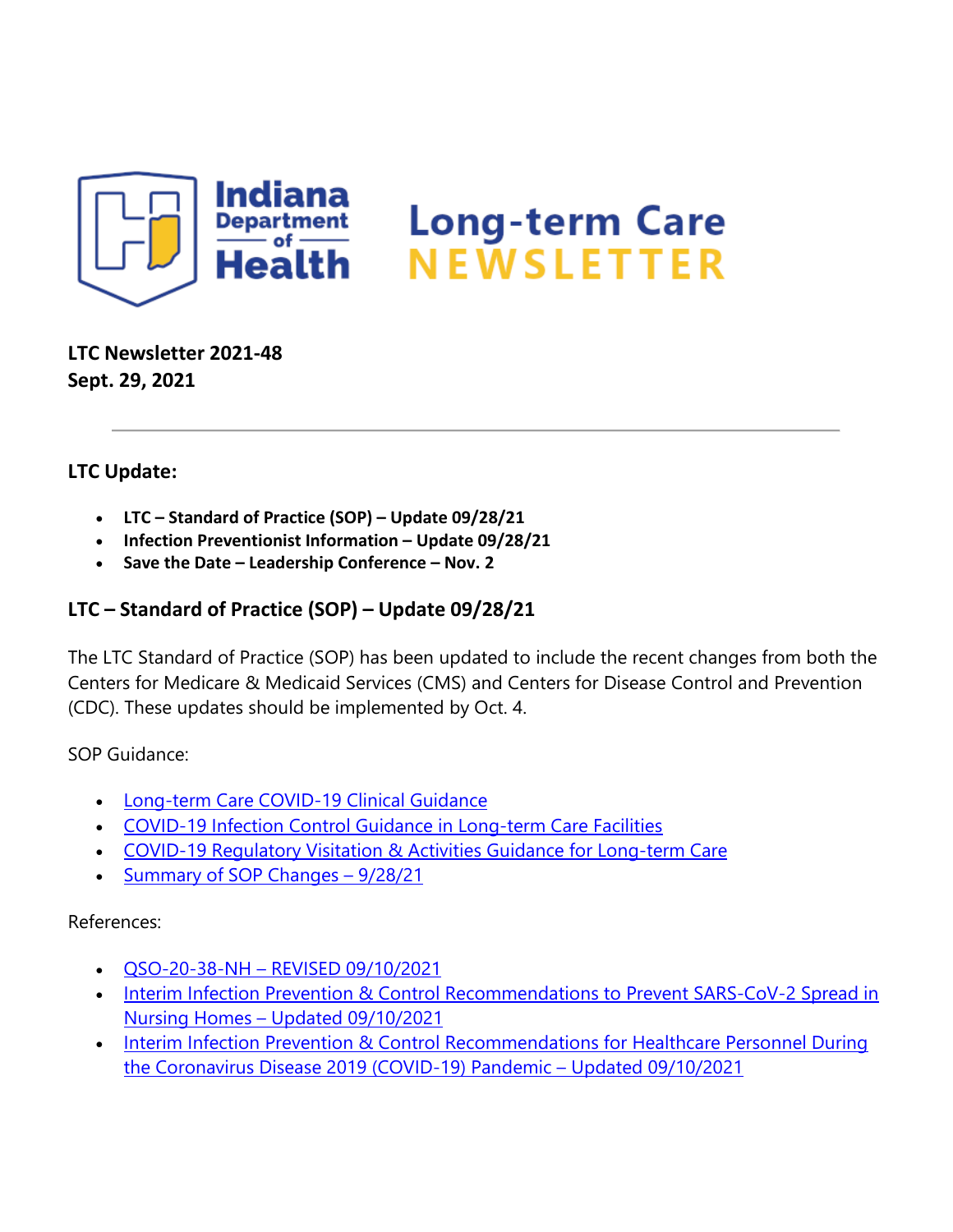# Indiana Department of Health Long-term Care NEWSLETTER

**LTC Newsletter 2021-48**
**Sept. 29, 2021**

---

## LTC Update:

- **LTC – Standard of Practice (SOP) – Update 09/28/21**
- **Infection Preventionist Information – Update 09/28/21**
- **Save the Date – Leadership Conference – Nov. 2**

## LTC – Standard of Practice (SOP) – Update 09/28/21

The LTC Standard of Practice (SOP) has been updated to include the recent changes from both the Centers for Medicare & Medicaid Services (CMS) and Centers for Disease Control and Prevention (CDC). These updates should be implemented by Oct. 4.

SOP Guidance:

- Long-term Care COVID-19 Clinical Guidance
- COVID-19 Infection Control Guidance in Long-term Care Facilities
- COVID-19 Regulatory Visitation & Activities Guidance for Long-term Care
- Summary of SOP Changes – 9/28/21

References:

- QSO-20-38-NH – REVISED 09/10/2021
- Interim Infection Prevention & Control Recommendations to Prevent SARS-CoV-2 Spread in Nursing Homes – Updated 09/10/2021
- Interim Infection Prevention & Control Recommendations for Healthcare Personnel During the Coronavirus Disease 2019 (COVID-19) Pandemic – Updated 09/10/2021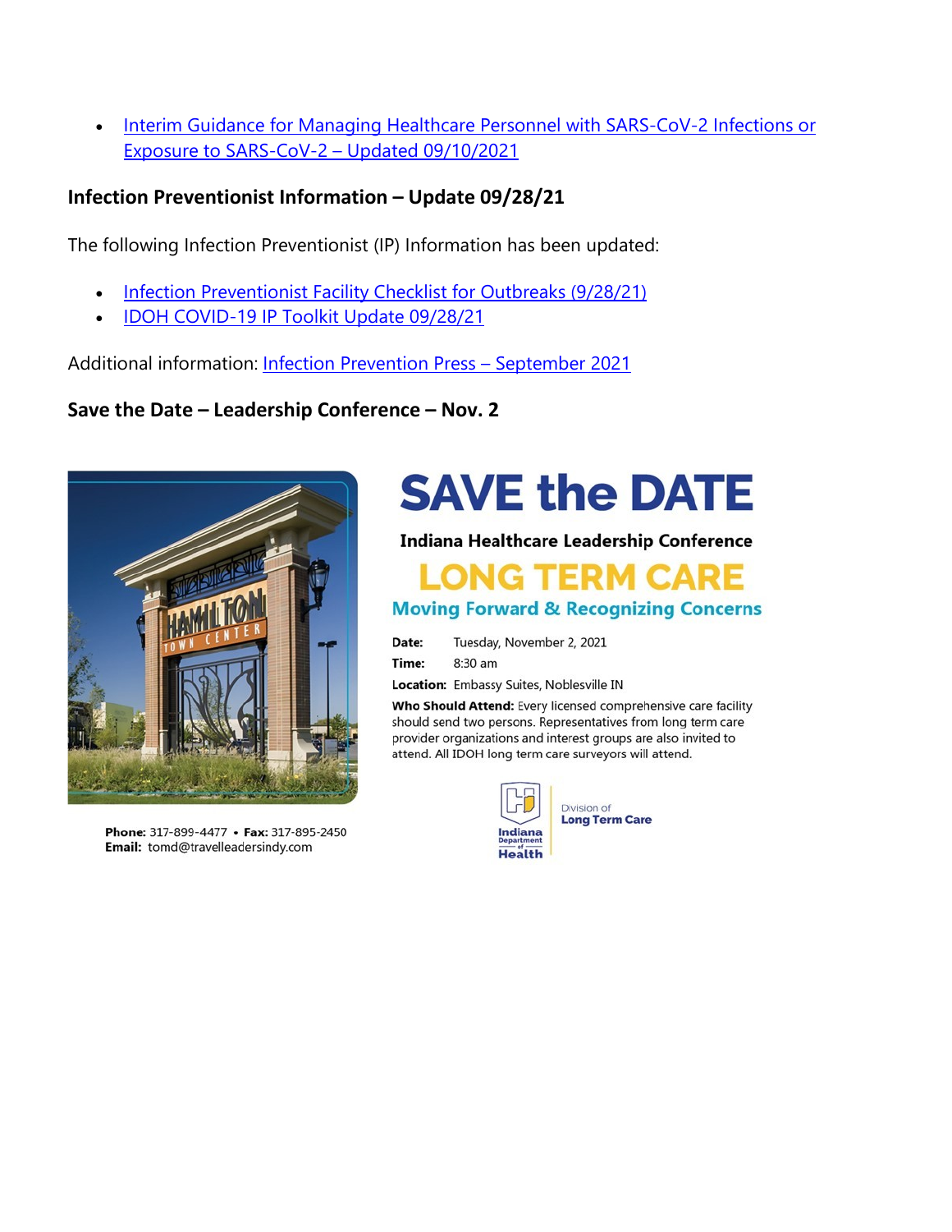- Interim Guidance for Managing Healthcare Personnel with SARS-CoV-2 Infections or Exposure to SARS-CoV-2 – Updated 09/10/2021

### Infection Preventionist Information – Update 09/28/21

The following Infection Preventionist (IP) Information has been updated:

- Infection Preventionist Facility Checklist for Outbreaks (9/28/21)
- IDOH COVID-19 IP Toolkit Update 09/28/21

Additional information: Infection Prevention Press – September 2021

### Save the Date – Leadership Conference – Nov. 2

# SAVE the DATE

**Indiana Healthcare Leadership Conference**

## LONG TERM CARE

**Moving Forward & Recognizing Concerns**

**Date:** Tuesday, November 2, 2021

**Time:** 8:30 am

**Location:** Embassy Suites, Noblesville IN

**Who Should Attend:** Every licensed comprehensive care facility should send two persons. Representatives from long term care provider organizations and interest groups are also invited to attend. All IDOH long term care surveyors will attend.

**Phone:** 317-899-4477 • **Fax:** 317-895-2450
**Email:** tomd@travelleadersindy.com

Indiana Department of Health | Division of Long Term Care